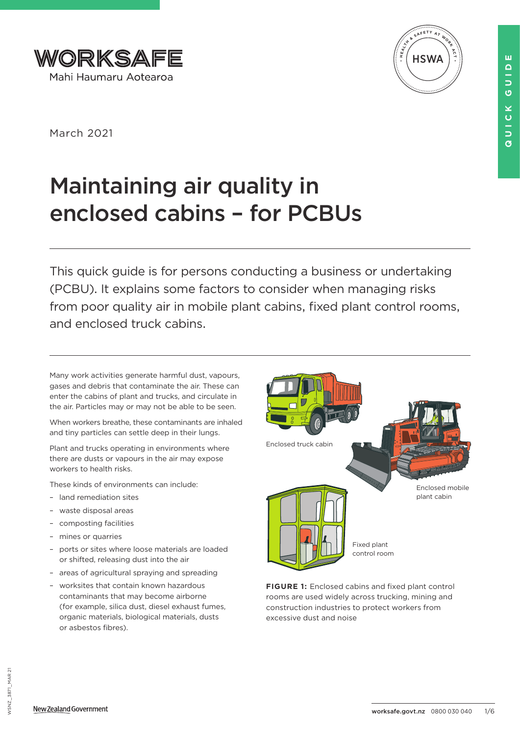WORKSAFE
Mahi Haumaru Aotearoa

March 2021

# Maintaining air quality in enclosed cabins – for PCBUs

This quick guide is for persons conducting a business or undertaking (PCBU). It explains some factors to consider when managing risks from poor quality air in mobile plant cabins, fixed plant control rooms, and enclosed truck cabins.

Many work activities generate harmful dust, vapours, gases and debris that contaminate the air. These can enter the cabins of plant and trucks, and circulate in the air. Particles may or may not be able to be seen.

When workers breathe, these contaminants are inhaled and tiny particles can settle deep in their lungs.

Plant and trucks operating in environments where there are dusts or vapours in the air may expose workers to health risks.

These kinds of environments can include:

- land remediation sites
- waste disposal areas
- composting facilities
- mines or quarries
- ports or sites where loose materials are loaded or shifted, releasing dust into the air
- areas of agricultural spraying and spreading
- worksites that contain known hazardous contaminants that may become airborne (for example, silica dust, diesel exhaust fumes, organic materials, biological materials, dusts or asbestos fibres).

Enclosed truck cabin

Enclosed mobile plant cabin

Fixed plant control room

**FIGURE 1:** Enclosed cabins and fixed plant control rooms are used widely across trucking, mining and construction industries to protect workers from excessive dust and noise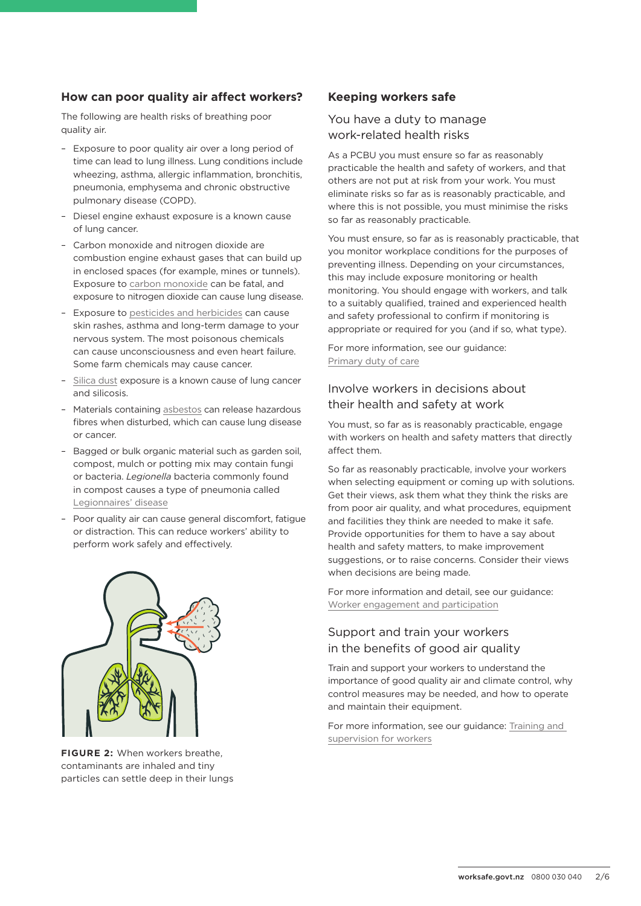## How can poor quality air affect workers?

The following are health risks of breathing poor quality air.

- Exposure to poor quality air over a long period of time can lead to lung illness. Lung conditions include wheezing, asthma, allergic inflammation, bronchitis, pneumonia, emphysema and chronic obstructive pulmonary disease (COPD).
- Diesel engine exhaust exposure is a known cause of lung cancer.
- Carbon monoxide and nitrogen dioxide are combustion engine exhaust gases that can build up in enclosed spaces (for example, mines or tunnels). Exposure to carbon monoxide can be fatal, and exposure to nitrogen dioxide can cause lung disease.
- Exposure to pesticides and herbicides can cause skin rashes, asthma and long-term damage to your nervous system. The most poisonous chemicals can cause unconsciousness and even heart failure. Some farm chemicals may cause cancer.
- Silica dust exposure is a known cause of lung cancer and silicosis.
- Materials containing asbestos can release hazardous fibres when disturbed, which can cause lung disease or cancer.
- Bagged or bulk organic material such as garden soil, compost, mulch or potting mix may contain fungi or bacteria. *Legionella* bacteria commonly found in compost causes a type of pneumonia called Legionnaires' disease
- Poor quality air can cause general discomfort, fatigue or distraction. This can reduce workers' ability to perform work safely and effectively.

**FIGURE 2:** When workers breathe, contaminants are inhaled and tiny particles can settle deep in their lungs

## Keeping workers safe

### You have a duty to manage work-related health risks

As a PCBU you must ensure so far as reasonably practicable the health and safety of workers, and that others are not put at risk from your work. You must eliminate risks so far as is reasonably practicable, and where this is not possible, you must minimise the risks so far as reasonably practicable.

You must ensure, so far as is reasonably practicable, that you monitor workplace conditions for the purposes of preventing illness. Depending on your circumstances, this may include exposure monitoring or health monitoring. You should engage with workers, and talk to a suitably qualified, trained and experienced health and safety professional to confirm if monitoring is appropriate or required for you (and if so, what type).

For more information, see our guidance: Primary duty of care

### Involve workers in decisions about their health and safety at work

You must, so far as is reasonably practicable, engage with workers on health and safety matters that directly affect them.

So far as reasonably practicable, involve your workers when selecting equipment or coming up with solutions. Get their views, ask them what they think the risks are from poor air quality, and what procedures, equipment and facilities they think are needed to make it safe. Provide opportunities for them to have a say about health and safety matters, to make improvement suggestions, or to raise concerns. Consider their views when decisions are being made.

For more information and detail, see our guidance: Worker engagement and participation

### Support and train your workers in the benefits of good air quality

Train and support your workers to understand the importance of good quality air and climate control, why control measures may be needed, and how to operate and maintain their equipment.

For more information, see our guidance: Training and supervision for workers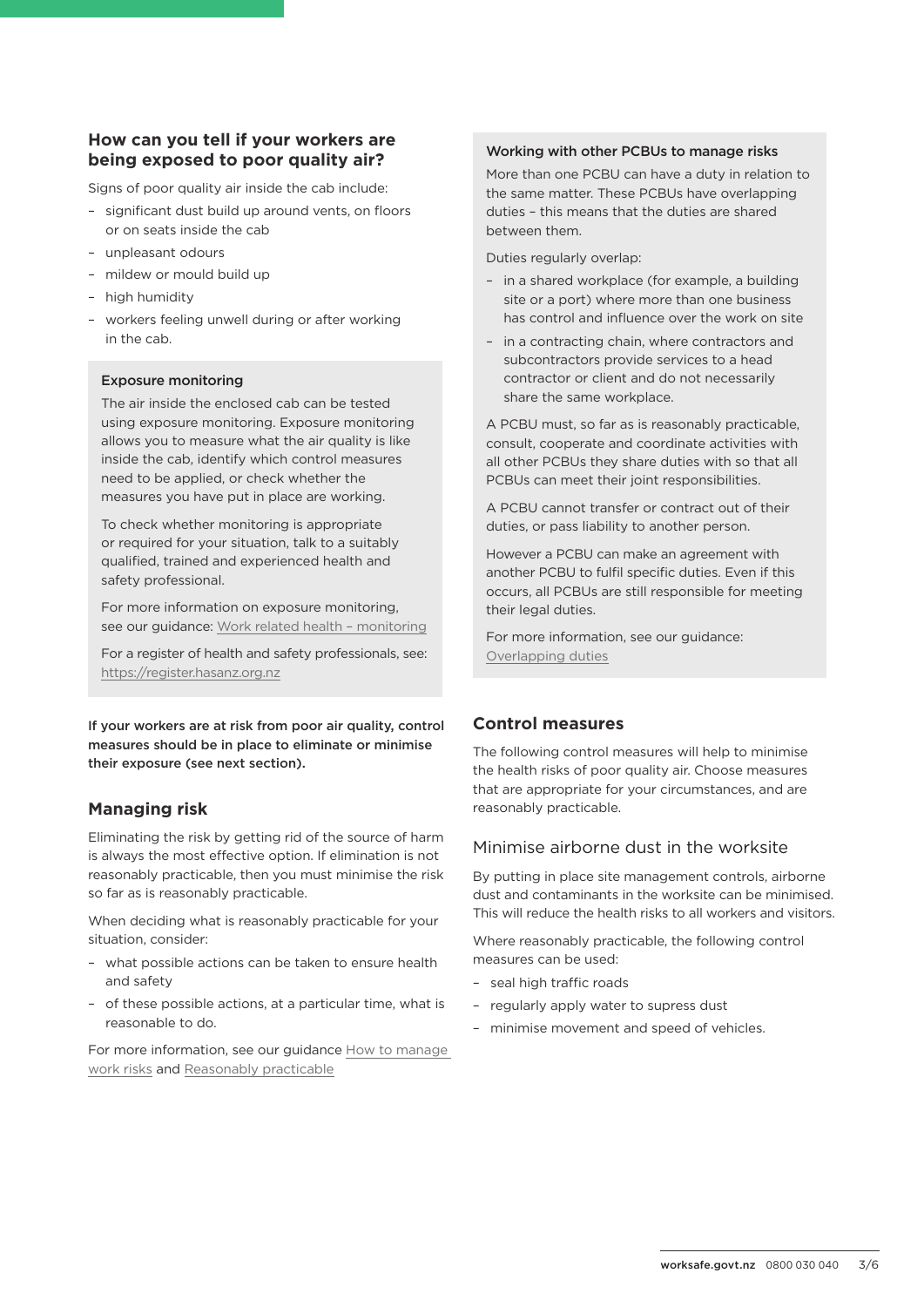## How can you tell if your workers are being exposed to poor quality air?

Signs of poor quality air inside the cab include:

- significant dust build up around vents, on floors or on seats inside the cab
- unpleasant odours
- mildew or mould build up
- high humidity
- workers feeling unwell during or after working in the cab.

#### Exposure monitoring

The air inside the enclosed cab can be tested using exposure monitoring. Exposure monitoring allows you to measure what the air quality is like inside the cab, identify which control measures need to be applied, or check whether the measures you have put in place are working.

To check whether monitoring is appropriate or required for your situation, talk to a suitably qualified, trained and experienced health and safety professional.

For more information on exposure monitoring, see our guidance: Work related health – monitoring

For a register of health and safety professionals, see: https://register.hasanz.org.nz

If your workers are at risk from poor air quality, control measures should be in place to eliminate or minimise their exposure (see next section).

## Managing risk

Eliminating the risk by getting rid of the source of harm is always the most effective option. If elimination is not reasonably practicable, then you must minimise the risk so far as is reasonably practicable.

When deciding what is reasonably practicable for your situation, consider:

- what possible actions can be taken to ensure health and safety
- of these possible actions, at a particular time, what is reasonable to do.

For more information, see our guidance How to manage work risks and Reasonably practicable

#### Working with other PCBUs to manage risks

More than one PCBU can have a duty in relation to the same matter. These PCBUs have overlapping duties – this means that the duties are shared between them.

Duties regularly overlap:

- in a shared workplace (for example, a building site or a port) where more than one business has control and influence over the work on site
- in a contracting chain, where contractors and subcontractors provide services to a head contractor or client and do not necessarily share the same workplace.

A PCBU must, so far as is reasonably practicable, consult, cooperate and coordinate activities with all other PCBUs they share duties with so that all PCBUs can meet their joint responsibilities.

A PCBU cannot transfer or contract out of their duties, or pass liability to another person.

However a PCBU can make an agreement with another PCBU to fulfil specific duties. Even if this occurs, all PCBUs are still responsible for meeting their legal duties.

For more information, see our guidance: Overlapping duties

## Control measures

The following control measures will help to minimise the health risks of poor quality air. Choose measures that are appropriate for your circumstances, and are reasonably practicable.

### Minimise airborne dust in the worksite

By putting in place site management controls, airborne dust and contaminants in the worksite can be minimised. This will reduce the health risks to all workers and visitors.

Where reasonably practicable, the following control measures can be used:

- seal high traffic roads
- regularly apply water to supress dust
- minimise movement and speed of vehicles.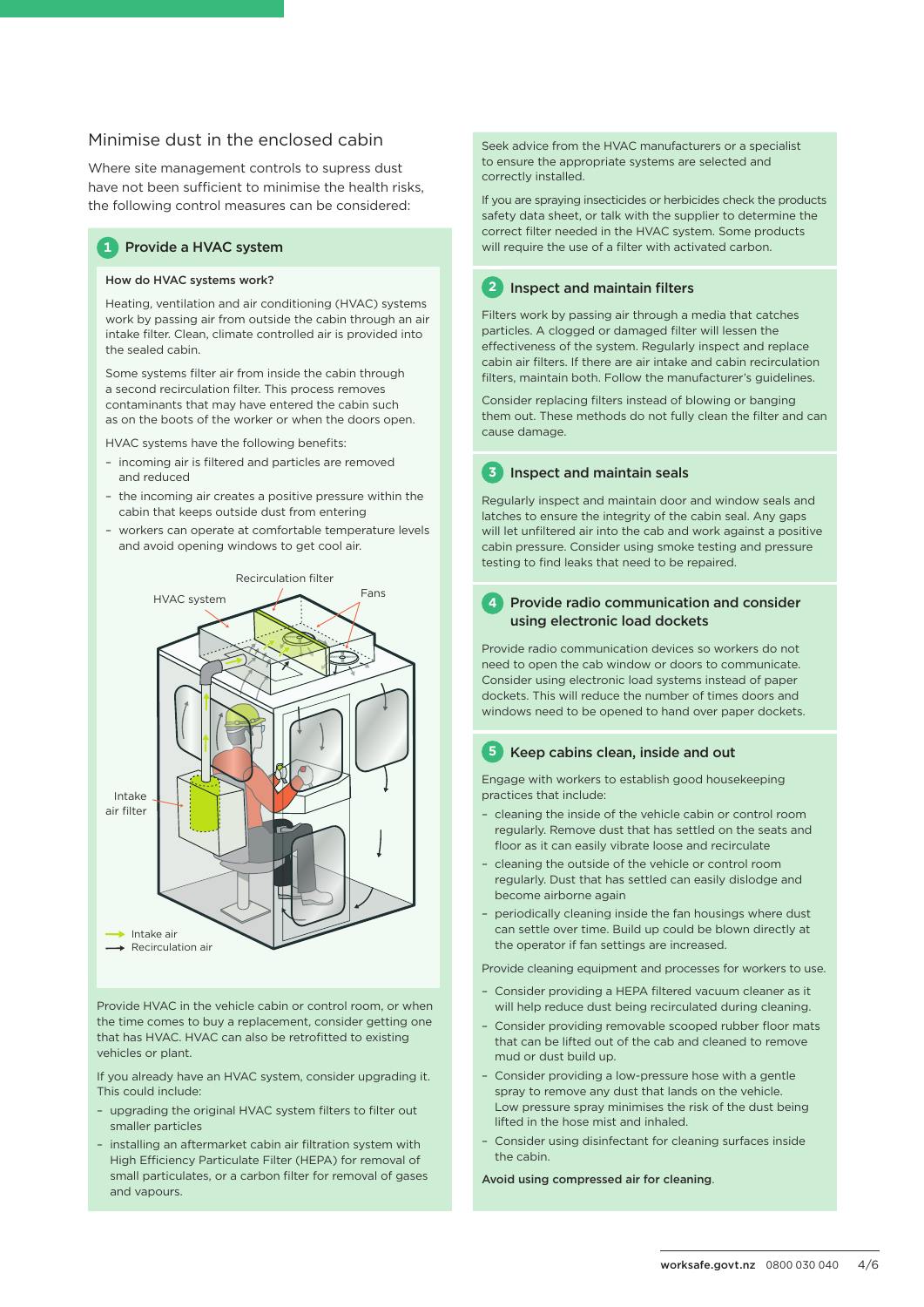## Minimise dust in the enclosed cabin

Where site management controls to supress dust have not been sufficient to minimise the health risks, the following control measures can be considered:

### 1 Provide a HVAC system

**How do HVAC systems work?**

Heating, ventilation and air conditioning (HVAC) systems work by passing air from outside the cabin through an air intake filter. Clean, climate controlled air is provided into the sealed cabin.

Some systems filter air from inside the cabin through a second recirculation filter. This process removes contaminants that may have entered the cabin such as on the boots of the worker or when the doors open.

HVAC systems have the following benefits:

- incoming air is filtered and particles are removed and reduced
- the incoming air creates a positive pressure within the cabin that keeps outside dust from entering
- workers can operate at comfortable temperature levels and avoid opening windows to get cool air.

Recirculation filter
HVAC system
Fans
Intake air filter
Intake air
Recirculation air

Provide HVAC in the vehicle cabin or control room, or when the time comes to buy a replacement, consider getting one that has HVAC. HVAC can also be retrofitted to existing vehicles or plant.

If you already have an HVAC system, consider upgrading it. This could include:

- upgrading the original HVAC system filters to filter out smaller particles
- installing an aftermarket cabin air filtration system with High Efficiency Particulate Filter (HEPA) for removal of small particulates, or a carbon filter for removal of gases and vapours.

Seek advice from the HVAC manufacturers or a specialist to ensure the appropriate systems are selected and correctly installed.

If you are spraying insecticides or herbicides check the products safety data sheet, or talk with the supplier to determine the correct filter needed in the HVAC system. Some products will require the use of a filter with activated carbon.

### 2 Inspect and maintain filters

Filters work by passing air through a media that catches particles. A clogged or damaged filter will lessen the effectiveness of the system. Regularly inspect and replace cabin air filters. If there are air intake and cabin recirculation filters, maintain both. Follow the manufacturer's guidelines.

Consider replacing filters instead of blowing or banging them out. These methods do not fully clean the filter and can cause damage.

### 3 Inspect and maintain seals

Regularly inspect and maintain door and window seals and latches to ensure the integrity of the cabin seal. Any gaps will let unfiltered air into the cab and work against a positive cabin pressure. Consider using smoke testing and pressure testing to find leaks that need to be repaired.

### 4 Provide radio communication and consider using electronic load dockets

Provide radio communication devices so workers do not need to open the cab window or doors to communicate. Consider using electronic load systems instead of paper dockets. This will reduce the number of times doors and windows need to be opened to hand over paper dockets.

### 5 Keep cabins clean, inside and out

Engage with workers to establish good housekeeping practices that include:

- cleaning the inside of the vehicle cabin or control room regularly. Remove dust that has settled on the seats and floor as it can easily vibrate loose and recirculate
- cleaning the outside of the vehicle or control room regularly. Dust that has settled can easily dislodge and become airborne again
- periodically cleaning inside the fan housings where dust can settle over time. Build up could be blown directly at the operator if fan settings are increased.

Provide cleaning equipment and processes for workers to use.

- Consider providing a HEPA filtered vacuum cleaner as it will help reduce dust being recirculated during cleaning.
- Consider providing removable scooped rubber floor mats that can be lifted out of the cab and cleaned to remove mud or dust build up.
- Consider providing a low-pressure hose with a gentle spray to remove any dust that lands on the vehicle. Low pressure spray minimises the risk of the dust being lifted in the hose mist and inhaled.
- Consider using disinfectant for cleaning surfaces inside the cabin.

**Avoid using compressed air for cleaning**.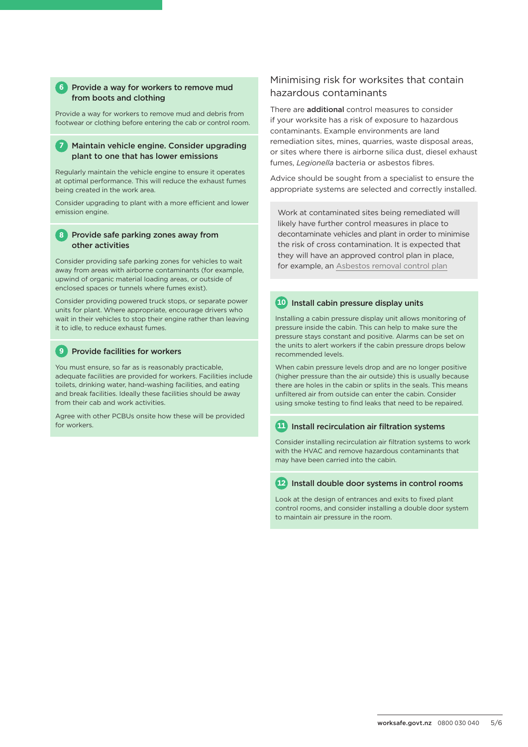### 6 Provide a way for workers to remove mud from boots and clothing

Provide a way for workers to remove mud and debris from footwear or clothing before entering the cab or control room.

### 7 Maintain vehicle engine. Consider upgrading plant to one that has lower emissions

Regularly maintain the vehicle engine to ensure it operates at optimal performance. This will reduce the exhaust fumes being created in the work area.

Consider upgrading to plant with a more efficient and lower emission engine.

### 8 Provide safe parking zones away from other activities

Consider providing safe parking zones for vehicles to wait away from areas with airborne contaminants (for example, upwind of organic material loading areas, or outside of enclosed spaces or tunnels where fumes exist).

Consider providing powered truck stops, or separate power units for plant. Where appropriate, encourage drivers who wait in their vehicles to stop their engine rather than leaving it to idle, to reduce exhaust fumes.

### 9 Provide facilities for workers

You must ensure, so far as is reasonably practicable, adequate facilities are provided for workers. Facilities include toilets, drinking water, hand-washing facilities, and eating and break facilities. Ideally these facilities should be away from their cab and work activities.

Agree with other PCBUs onsite how these will be provided for workers.

## Minimising risk for worksites that contain hazardous contaminants

There are **additional** control measures to consider if your worksite has a risk of exposure to hazardous contaminants. Example environments are land remediation sites, mines, quarries, waste disposal areas, or sites where there is airborne silica dust, diesel exhaust fumes, *Legionella* bacteria or asbestos fibres.

Advice should be sought from a specialist to ensure the appropriate systems are selected and correctly installed.

> Work at contaminated sites being remediated will likely have further control measures in place to decontaminate vehicles and plant in order to minimise the risk of cross contamination. It is expected that they will have an approved control plan in place, for example, an Asbestos removal control plan

### 10 Install cabin pressure display units

Installing a cabin pressure display unit allows monitoring of pressure inside the cabin. This can help to make sure the pressure stays constant and positive. Alarms can be set on the units to alert workers if the cabin pressure drops below recommended levels.

When cabin pressure levels drop and are no longer positive (higher pressure than the air outside) this is usually because there are holes in the cabin or splits in the seals. This means unfiltered air from outside can enter the cabin. Consider using smoke testing to find leaks that need to be repaired.

### 11 Install recirculation air filtration systems

Consider installing recirculation air filtration systems to work with the HVAC and remove hazardous contaminants that may have been carried into the cabin.

### 12 Install double door systems in control rooms

Look at the design of entrances and exits to fixed plant control rooms, and consider installing a double door system to maintain air pressure in the room.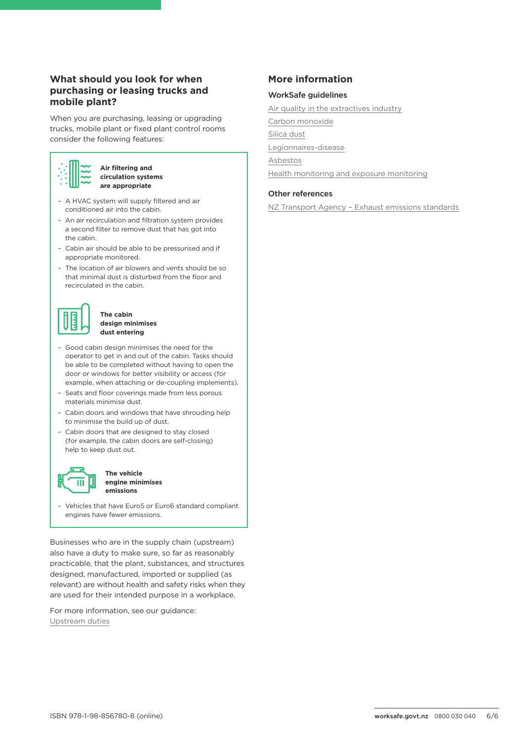## What should you look for when purchasing or leasing trucks and mobile plant?

When you are purchasing, leasing or upgrading trucks, mobile plant or fixed plant control rooms consider the following features:

**Air filtering and circulation systems are appropriate**

- A HVAC system will supply filtered and air conditioned air into the cabin.
- An air recirculation and filtration system provides a second filter to remove dust that has got into the cabin.
- Cabin air should be able to be pressurised and if appropriate monitored.
- The location of air blowers and vents should be so that minimal dust is disturbed from the floor and recirculated in the cabin.

**The cabin design minimises dust entering**

- Good cabin design minimises the need for the operator to get in and out of the cabin. Tasks should be able to be completed without having to open the door or windows for better visibility or access (for example, when attaching or de-coupling implements).
- Seats and floor coverings made from less porous materials minimise dust.
- Cabin doors and windows that have shrouding help to minimise the build up of dust.
- Cabin doors that are designed to stay closed (for example, the cabin doors are self-closing) help to keep dust out.

**The vehicle engine minimises emissions**

- Vehicles that have Euro5 or Euro6 standard compliant engines have fewer emissions.

Businesses who are in the supply chain (upstream) also have a duty to make sure, so far as reasonably practicable, that the plant, substances, and structures designed, manufactured, imported or supplied (as relevant) are without health and safety risks when they are used for their intended purpose in a workplace.

For more information, see our guidance: Upstream duties

## More information

### WorkSafe guidelines

Air quality in the extractives industry

Carbon monoxide

Silica dust

Legionnaires-disease

Asbestos

Health monitoring and exposure monitoring

### Other references

NZ Transport Agency – Exhaust emissions standards

ISBN 978-1-98-856780-8 (online)